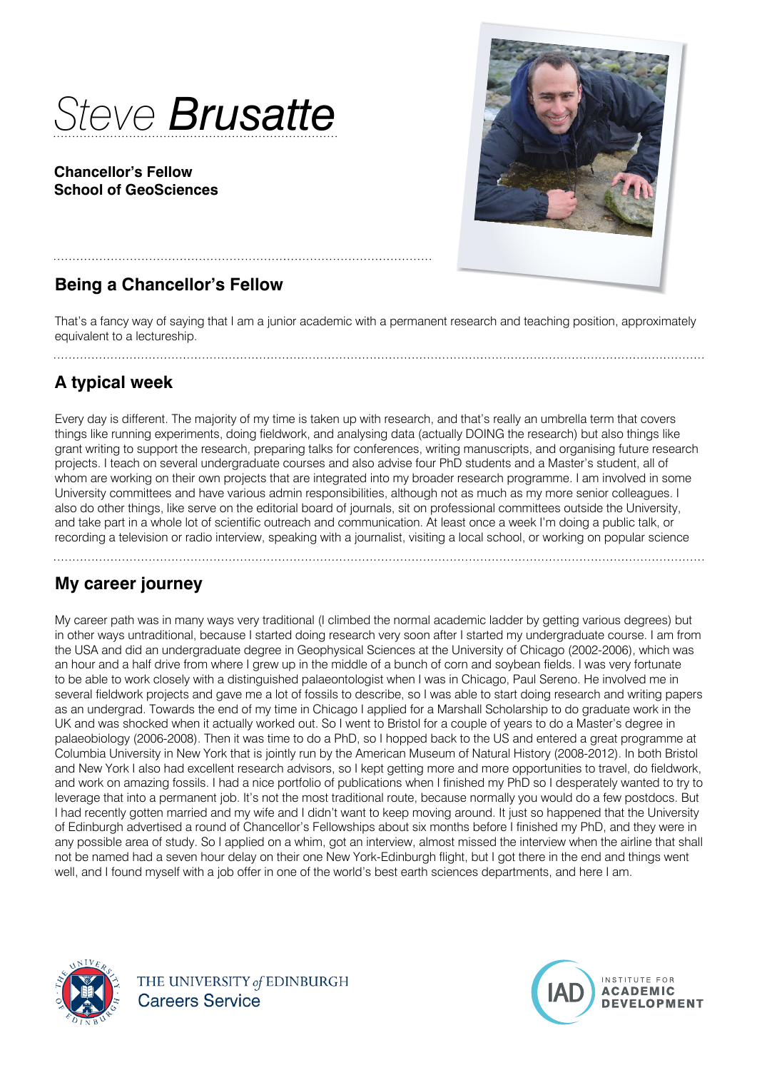# Steve Brusatte

**Chancellor's Fellow**
**School of GeoSciences**

## Being a Chancellor's Fellow

That's a fancy way of saying that I am a junior academic with a permanent research and teaching position, approximately equivalent to a lectureship.

## A typical week

Every day is different. The majority of my time is taken up with research, and that's really an umbrella term that covers things like running experiments, doing fieldwork, and analysing data (actually DOING the research) but also things like grant writing to support the research, preparing talks for conferences, writing manuscripts, and organising future research projects. I teach on several undergraduate courses and also advise four PhD students and a Master's student, all of whom are working on their own projects that are integrated into my broader research programme. I am involved in some University committees and have various admin responsibilities, although not as much as my more senior colleagues. I also do other things, like serve on the editorial board of journals, sit on professional committees outside the University, and take part in a whole lot of scientific outreach and communication. At least once a week I'm doing a public talk, or recording a television or radio interview, speaking with a journalist, visiting a local school, or working on popular science

## My career journey

My career path was in many ways very traditional (I climbed the normal academic ladder by getting various degrees) but in other ways untraditional, because I started doing research very soon after I started my undergraduate course. I am from the USA and did an undergraduate degree in Geophysical Sciences at the University of Chicago (2002-2006), which was an hour and a half drive from where I grew up in the middle of a bunch of corn and soybean fields. I was very fortunate to be able to work closely with a distinguished palaeontologist when I was in Chicago, Paul Sereno. He involved me in several fieldwork projects and gave me a lot of fossils to describe, so I was able to start doing research and writing papers as an undergrad. Towards the end of my time in Chicago I applied for a Marshall Scholarship to do graduate work in the UK and was shocked when it actually worked out. So I went to Bristol for a couple of years to do a Master's degree in palaeobiology (2006-2008). Then it was time to do a PhD, so I hopped back to the US and entered a great programme at Columbia University in New York that is jointly run by the American Museum of Natural History (2008-2012). In both Bristol and New York I also had excellent research advisors, so I kept getting more and more opportunities to travel, do fieldwork, and work on amazing fossils. I had a nice portfolio of publications when I finished my PhD so I desperately wanted to try to leverage that into a permanent job. It's not the most traditional route, because normally you would do a few postdocs. But I had recently gotten married and my wife and I didn't want to keep moving around. It just so happened that the University of Edinburgh advertised a round of Chancellor's Fellowships about six months before I finished my PhD, and they were in any possible area of study. So I applied on a whim, got an interview, almost missed the interview when the airline that shall not be named had a seven hour delay on their one New York-Edinburgh flight, but I got there in the end and things went well, and I found myself with a job offer in one of the world's best earth sciences departments, and here I am.

THE UNIVERSITY *of* EDINBURGH
Careers Service

INSTITUTE FOR ACADEMIC DEVELOPMENT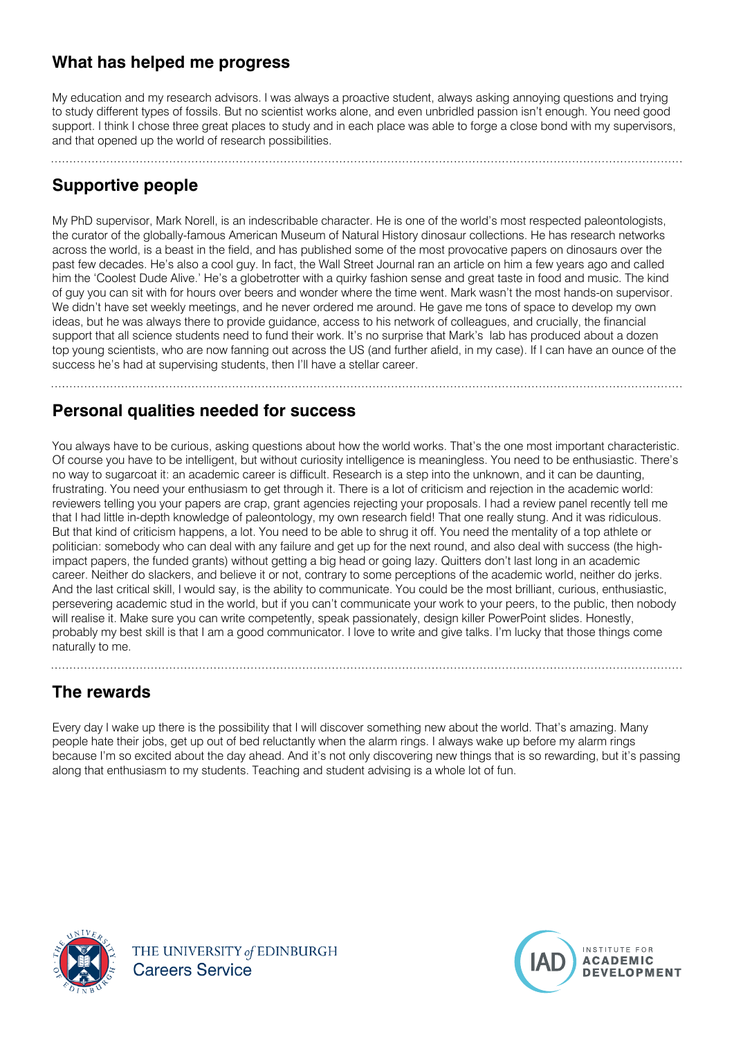## What has helped me progress

My education and my research advisors. I was always a proactive student, always asking annoying questions and trying to study different types of fossils. But no scientist works alone, and even unbridled passion isn't enough. You need good support. I think I chose three great places to study and in each place was able to forge a close bond with my supervisors, and that opened up the world of research possibilities.

## Supportive people

My PhD supervisor, Mark Norell, is an indescribable character. He is one of the world's most respected paleontologists, the curator of the globally-famous American Museum of Natural History dinosaur collections. He has research networks across the world, is a beast in the field, and has published some of the most provocative papers on dinosaurs over the past few decades. He's also a cool guy. In fact, the Wall Street Journal ran an article on him a few years ago and called him the 'Coolest Dude Alive.' He's a globetrotter with a quirky fashion sense and great taste in food and music. The kind of guy you can sit with for hours over beers and wonder where the time went. Mark wasn't the most hands-on supervisor. We didn't have set weekly meetings, and he never ordered me around. He gave me tons of space to develop my own ideas, but he was always there to provide guidance, access to his network of colleagues, and crucially, the financial support that all science students need to fund their work. It's no surprise that Mark's lab has produced about a dozen top young scientists, who are now fanning out across the US (and further afield, in my case). If I can have an ounce of the success he's had at supervising students, then I'll have a stellar career.

## Personal qualities needed for success

You always have to be curious, asking questions about how the world works. That's the one most important characteristic. Of course you have to be intelligent, but without curiosity intelligence is meaningless. You need to be enthusiastic. There's no way to sugarcoat it: an academic career is difficult. Research is a step into the unknown, and it can be daunting, frustrating. You need your enthusiasm to get through it. There is a lot of criticism and rejection in the academic world: reviewers telling you your papers are crap, grant agencies rejecting your proposals. I had a review panel recently tell me that I had little in-depth knowledge of paleontology, my own research field! That one really stung. And it was ridiculous. But that kind of criticism happens, a lot. You need to be able to shrug it off. You need the mentality of a top athlete or politician: somebody who can deal with any failure and get up for the next round, and also deal with success (the high-impact papers, the funded grants) without getting a big head or going lazy. Quitters don't last long in an academic career. Neither do slackers, and believe it or not, contrary to some perceptions of the academic world, neither do jerks. And the last critical skill, I would say, is the ability to communicate. You could be the most brilliant, curious, enthusiastic, persevering academic stud in the world, but if you can't communicate your work to your peers, to the public, then nobody will realise it. Make sure you can write competently, speak passionately, design killer PowerPoint slides. Honestly, probably my best skill is that I am a good communicator. I love to write and give talks. I'm lucky that those things come naturally to me.

## The rewards

Every day I wake up there is the possibility that I will discover something new about the world. That's amazing. Many people hate their jobs, get up out of bed reluctantly when the alarm rings. I always wake up before my alarm rings because I'm so excited about the day ahead. And it's not only discovering new things that is so rewarding, but it's passing along that enthusiasm to my students. Teaching and student advising is a whole lot of fun.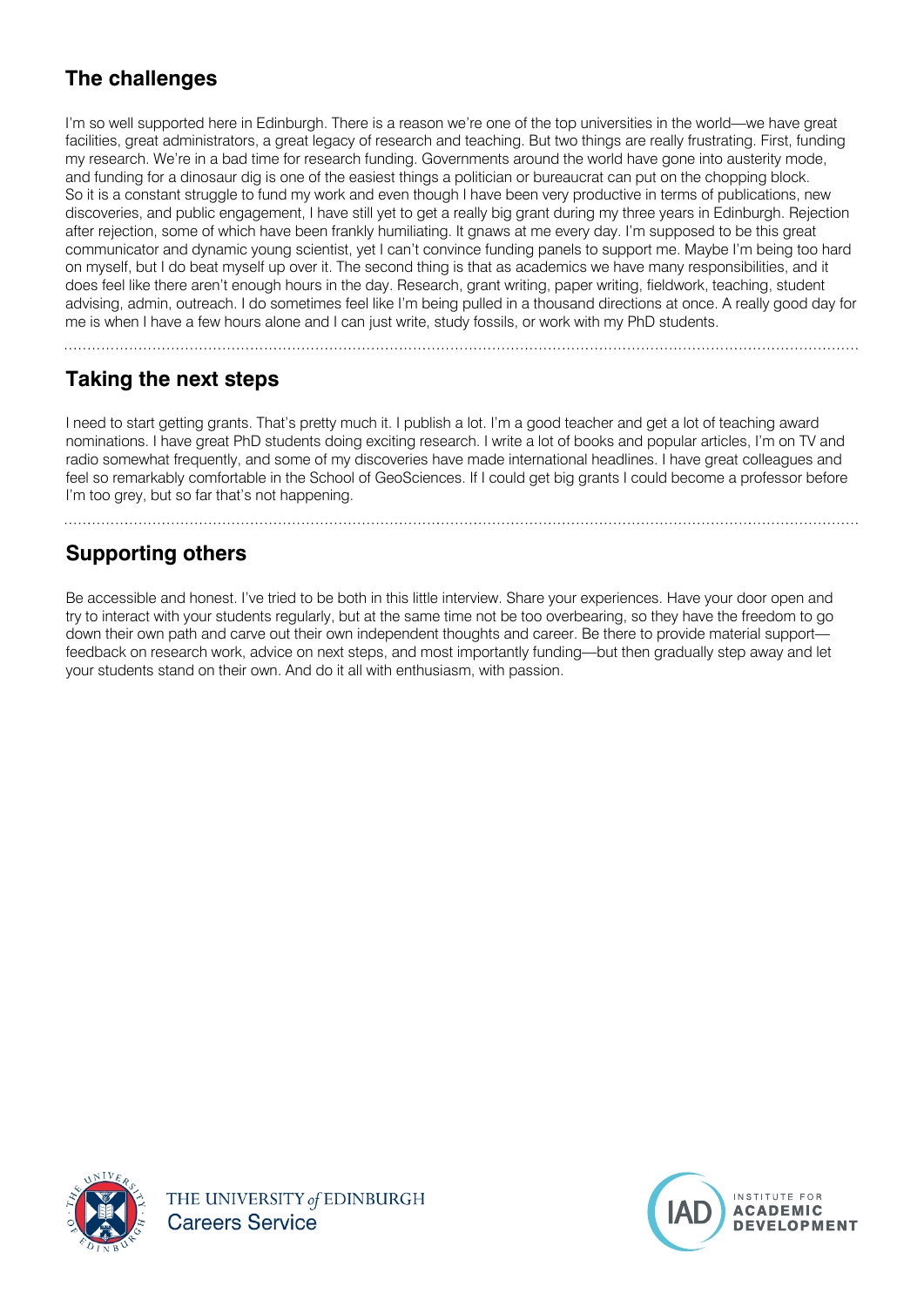## The challenges

I'm so well supported here in Edinburgh. There is a reason we're one of the top universities in the world—we have great facilities, great administrators, a great legacy of research and teaching. But two things are really frustrating. First, funding my research. We're in a bad time for research funding. Governments around the world have gone into austerity mode, and funding for a dinosaur dig is one of the easiest things a politician or bureaucrat can put on the chopping block. So it is a constant struggle to fund my work and even though I have been very productive in terms of publications, new discoveries, and public engagement, I have still yet to get a really big grant during my three years in Edinburgh. Rejection after rejection, some of which have been frankly humiliating. It gnaws at me every day. I'm supposed to be this great communicator and dynamic young scientist, yet I can't convince funding panels to support me. Maybe I'm being too hard on myself, but I do beat myself up over it. The second thing is that as academics we have many responsibilities, and it does feel like there aren't enough hours in the day. Research, grant writing, paper writing, fieldwork, teaching, student advising, admin, outreach. I do sometimes feel like I'm being pulled in a thousand directions at once. A really good day for me is when I have a few hours alone and I can just write, study fossils, or work with my PhD students.

## Taking the next steps

I need to start getting grants. That's pretty much it. I publish a lot. I'm a good teacher and get a lot of teaching award nominations. I have great PhD students doing exciting research. I write a lot of books and popular articles, I'm on TV and radio somewhat frequently, and some of my discoveries have made international headlines. I have great colleagues and feel so remarkably comfortable in the School of GeoSciences. If I could get big grants I could become a professor before I'm too grey, but so far that's not happening.

## Supporting others

Be accessible and honest. I've tried to be both in this little interview. Share your experiences. Have your door open and try to interact with your students regularly, but at the same time not be too overbearing, so they have the freedom to go down their own path and carve out their own independent thoughts and career. Be there to provide material support—feedback on research work, advice on next steps, and most importantly funding—but then gradually step away and let your students stand on their own. And do it all with enthusiasm, with passion.

THE UNIVERSITY of EDINBURGH
Careers Service

INSTITUTE FOR ACADEMIC DEVELOPMENT